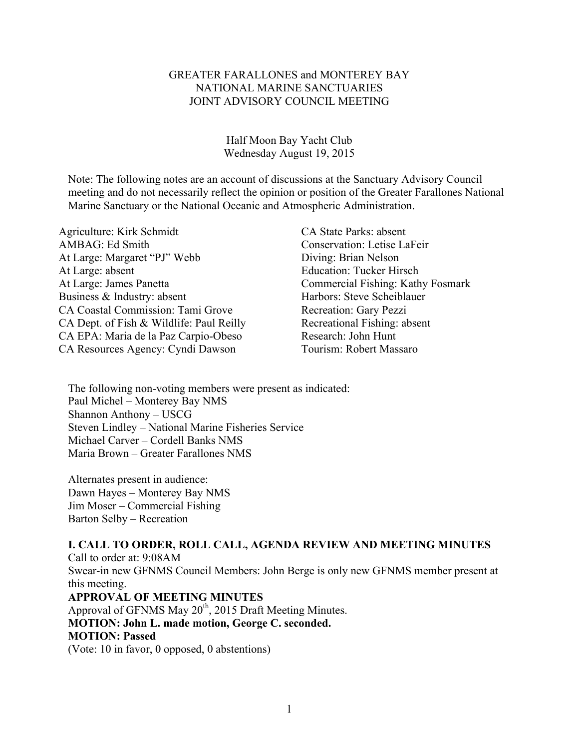GREATER FARALLONES and MONTEREY BAY
NATIONAL MARINE SANCTUARIES
JOINT ADVISORY COUNCIL MEETING

Half Moon Bay Yacht Club
Wednesday August 19, 2015

Note: The following notes are an account of discussions at the Sanctuary Advisory Council meeting and do not necessarily reflect the opinion or position of the Greater Farallones National Marine Sanctuary or the National Oceanic and Atmospheric Administration.

Agriculture: Kirk Schmidt
AMBAG: Ed Smith
At Large: Margaret "PJ" Webb
At Large: absent
At Large: James Panetta
Business & Industry: absent
CA Coastal Commission: Tami Grove
CA Dept. of Fish & Wildlife: Paul Reilly
CA EPA: Maria de la Paz Carpio-Obeso
CA Resources Agency: Cyndi Dawson
CA State Parks: absent
Conservation: Letise LaFeir
Diving: Brian Nelson
Education: Tucker Hirsch
Commercial Fishing: Kathy Fosmark
Harbors: Steve Scheiblauer
Recreation: Gary Pezzi
Recreational Fishing: absent
Research: John Hunt
Tourism: Robert Massaro

The following non-voting members were present as indicated:
Paul Michel – Monterey Bay NMS
Shannon Anthony – USCG
Steven Lindley – National Marine Fisheries Service
Michael Carver – Cordell Banks NMS
Maria Brown – Greater Farallones NMS

Alternates present in audience:
Dawn Hayes – Monterey Bay NMS
Jim Moser – Commercial Fishing
Barton Selby – Recreation

**I. CALL TO ORDER, ROLL CALL, AGENDA REVIEW AND MEETING MINUTES**

Call to order at: 9:08AM

Swear-in new GFNMS Council Members: John Berge is only new GFNMS member present at this meeting.

**APPROVAL OF MEETING MINUTES**

Approval of GFNMS May 20th, 2015 Draft Meeting Minutes.

**MOTION: John L. made motion, George C. seconded.**

**MOTION: Passed**

(Vote: 10 in favor, 0 opposed, 0 abstentions)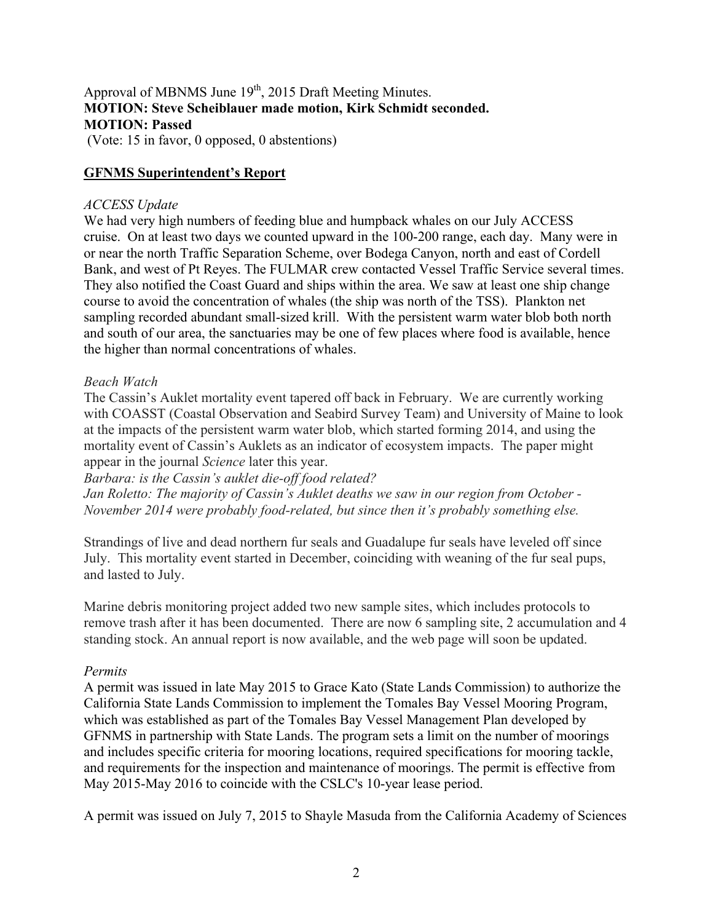Approval of MBNMS June 19th, 2015 Draft Meeting Minutes.
**MOTION: Steve Scheiblauer made motion, Kirk Schmidt seconded.**
**MOTION: Passed**
(Vote: 15 in favor, 0 opposed, 0 abstentions)

## GFNMS Superintendent's Report

*ACCESS Update*

We had very high numbers of feeding blue and humpback whales on our July ACCESS cruise. On at least two days we counted upward in the 100-200 range, each day. Many were in or near the north Traffic Separation Scheme, over Bodega Canyon, north and east of Cordell Bank, and west of Pt Reyes. The FULMAR crew contacted Vessel Traffic Service several times. They also notified the Coast Guard and ships within the area. We saw at least one ship change course to avoid the concentration of whales (the ship was north of the TSS). Plankton net sampling recorded abundant small-sized krill. With the persistent warm water blob both north and south of our area, the sanctuaries may be one of few places where food is available, hence the higher than normal concentrations of whales.

*Beach Watch*

The Cassin's Auklet mortality event tapered off back in February. We are currently working with COASST (Coastal Observation and Seabird Survey Team) and University of Maine to look at the impacts of the persistent warm water blob, which started forming 2014, and using the mortality event of Cassin's Auklets as an indicator of ecosystem impacts. The paper might appear in the journal *Science* later this year.

*Barbara: is the Cassin's auklet die-off food related?*

*Jan Roletto: The majority of Cassin's Auklet deaths we saw in our region from October - November 2014 were probably food-related, but since then it's probably something else.*

Strandings of live and dead northern fur seals and Guadalupe fur seals have leveled off since July. This mortality event started in December, coinciding with weaning of the fur seal pups, and lasted to July.

Marine debris monitoring project added two new sample sites, which includes protocols to remove trash after it has been documented. There are now 6 sampling site, 2 accumulation and 4 standing stock. An annual report is now available, and the web page will soon be updated.

*Permits*

A permit was issued in late May 2015 to Grace Kato (State Lands Commission) to authorize the California State Lands Commission to implement the Tomales Bay Vessel Mooring Program, which was established as part of the Tomales Bay Vessel Management Plan developed by GFNMS in partnership with State Lands. The program sets a limit on the number of moorings and includes specific criteria for mooring locations, required specifications for mooring tackle, and requirements for the inspection and maintenance of moorings. The permit is effective from May 2015-May 2016 to coincide with the CSLC's 10-year lease period.

A permit was issued on July 7, 2015 to Shayle Masuda from the California Academy of Sciences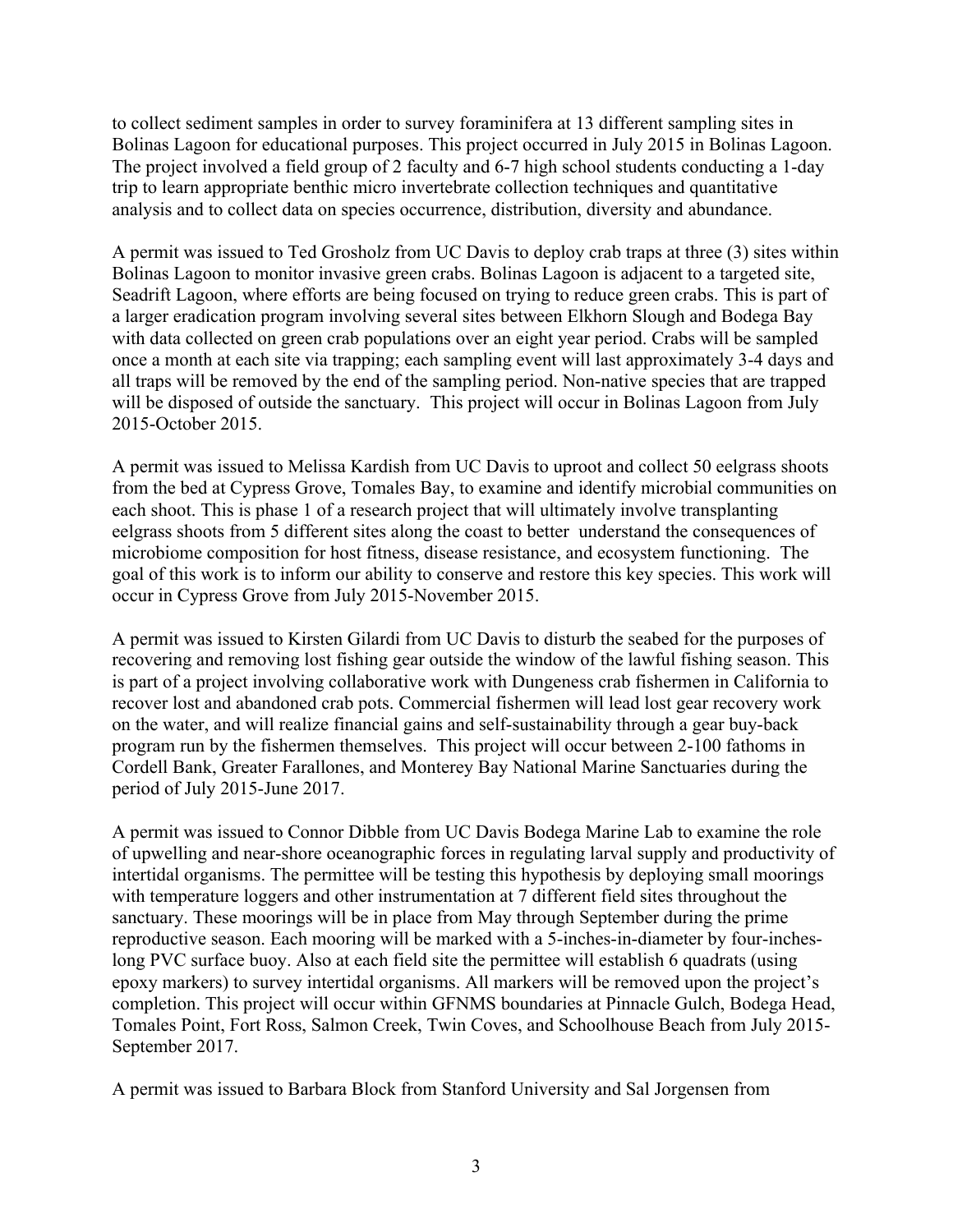to collect sediment samples in order to survey foraminifera at 13 different sampling sites in Bolinas Lagoon for educational purposes. This project occurred in July 2015 in Bolinas Lagoon. The project involved a field group of 2 faculty and 6-7 high school students conducting a 1-day trip to learn appropriate benthic micro invertebrate collection techniques and quantitative analysis and to collect data on species occurrence, distribution, diversity and abundance.

A permit was issued to Ted Grosholz from UC Davis to deploy crab traps at three (3) sites within Bolinas Lagoon to monitor invasive green crabs. Bolinas Lagoon is adjacent to a targeted site, Seadrift Lagoon, where efforts are being focused on trying to reduce green crabs. This is part of a larger eradication program involving several sites between Elkhorn Slough and Bodega Bay with data collected on green crab populations over an eight year period. Crabs will be sampled once a month at each site via trapping; each sampling event will last approximately 3-4 days and all traps will be removed by the end of the sampling period. Non-native species that are trapped will be disposed of outside the sanctuary. This project will occur in Bolinas Lagoon from July 2015-October 2015.

A permit was issued to Melissa Kardish from UC Davis to uproot and collect 50 eelgrass shoots from the bed at Cypress Grove, Tomales Bay, to examine and identify microbial communities on each shoot. This is phase 1 of a research project that will ultimately involve transplanting eelgrass shoots from 5 different sites along the coast to better understand the consequences of microbiome composition for host fitness, disease resistance, and ecosystem functioning. The goal of this work is to inform our ability to conserve and restore this key species. This work will occur in Cypress Grove from July 2015-November 2015.

A permit was issued to Kirsten Gilardi from UC Davis to disturb the seabed for the purposes of recovering and removing lost fishing gear outside the window of the lawful fishing season. This is part of a project involving collaborative work with Dungeness crab fishermen in California to recover lost and abandoned crab pots. Commercial fishermen will lead lost gear recovery work on the water, and will realize financial gains and self-sustainability through a gear buy-back program run by the fishermen themselves. This project will occur between 2-100 fathoms in Cordell Bank, Greater Farallones, and Monterey Bay National Marine Sanctuaries during the period of July 2015-June 2017.

A permit was issued to Connor Dibble from UC Davis Bodega Marine Lab to examine the role of upwelling and near-shore oceanographic forces in regulating larval supply and productivity of intertidal organisms. The permittee will be testing this hypothesis by deploying small moorings with temperature loggers and other instrumentation at 7 different field sites throughout the sanctuary. These moorings will be in place from May through September during the prime reproductive season. Each mooring will be marked with a 5-inches-in-diameter by four-inches-long PVC surface buoy. Also at each field site the permittee will establish 6 quadrats (using epoxy markers) to survey intertidal organisms. All markers will be removed upon the project's completion. This project will occur within GFNMS boundaries at Pinnacle Gulch, Bodega Head, Tomales Point, Fort Ross, Salmon Creek, Twin Coves, and Schoolhouse Beach from July 2015-September 2017.

A permit was issued to Barbara Block from Stanford University and Sal Jorgensen from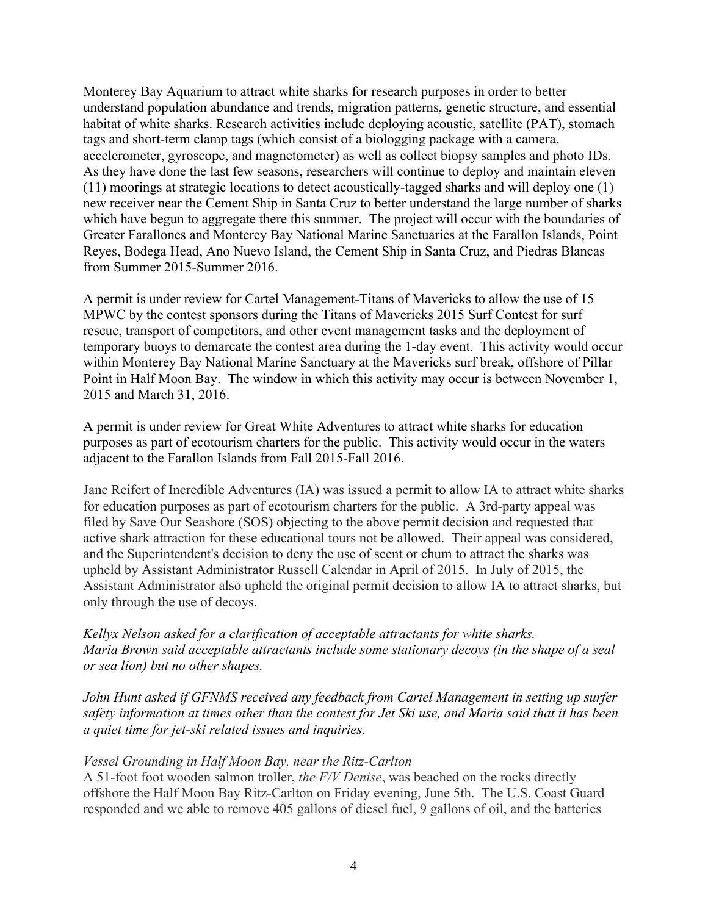Monterey Bay Aquarium to attract white sharks for research purposes in order to better understand population abundance and trends, migration patterns, genetic structure, and essential habitat of white sharks. Research activities include deploying acoustic, satellite (PAT), stomach tags and short-term clamp tags (which consist of a biologging package with a camera, accelerometer, gyroscope, and magnetometer) as well as collect biopsy samples and photo IDs. As they have done the last few seasons, researchers will continue to deploy and maintain eleven (11) moorings at strategic locations to detect acoustically-tagged sharks and will deploy one (1) new receiver near the Cement Ship in Santa Cruz to better understand the large number of sharks which have begun to aggregate there this summer. The project will occur with the boundaries of Greater Farallones and Monterey Bay National Marine Sanctuaries at the Farallon Islands, Point Reyes, Bodega Head, Ano Nuevo Island, the Cement Ship in Santa Cruz, and Piedras Blancas from Summer 2015-Summer 2016.

A permit is under review for Cartel Management-Titans of Mavericks to allow the use of 15 MPWC by the contest sponsors during the Titans of Mavericks 2015 Surf Contest for surf rescue, transport of competitors, and other event management tasks and the deployment of temporary buoys to demarcate the contest area during the 1-day event. This activity would occur within Monterey Bay National Marine Sanctuary at the Mavericks surf break, offshore of Pillar Point in Half Moon Bay. The window in which this activity may occur is between November 1, 2015 and March 31, 2016.

A permit is under review for Great White Adventures to attract white sharks for education purposes as part of ecotourism charters for the public. This activity would occur in the waters adjacent to the Farallon Islands from Fall 2015-Fall 2016.

Jane Reifert of Incredible Adventures (IA) was issued a permit to allow IA to attract white sharks for education purposes as part of ecotourism charters for the public. A 3rd-party appeal was filed by Save Our Seashore (SOS) objecting to the above permit decision and requested that active shark attraction for these educational tours not be allowed. Their appeal was considered, and the Superintendent's decision to deny the use of scent or chum to attract the sharks was upheld by Assistant Administrator Russell Calendar in April of 2015. In July of 2015, the Assistant Administrator also upheld the original permit decision to allow IA to attract sharks, but only through the use of decoys.

*Kellyx Nelson asked for a clarification of acceptable attractants for white sharks. Maria Brown said acceptable attractants include some stationary decoys (in the shape of a seal or sea lion) but no other shapes.*

*John Hunt asked if GFNMS received any feedback from Cartel Management in setting up surfer safety information at times other than the contest for Jet Ski use, and Maria said that it has been a quiet time for jet-ski related issues and inquiries.*

*Vessel Grounding in Half Moon Bay, near the Ritz-Carlton*

A 51-foot foot wooden salmon troller, *the F/V Denise*, was beached on the rocks directly offshore the Half Moon Bay Ritz-Carlton on Friday evening, June 5th. The U.S. Coast Guard responded and we able to remove 405 gallons of diesel fuel, 9 gallons of oil, and the batteries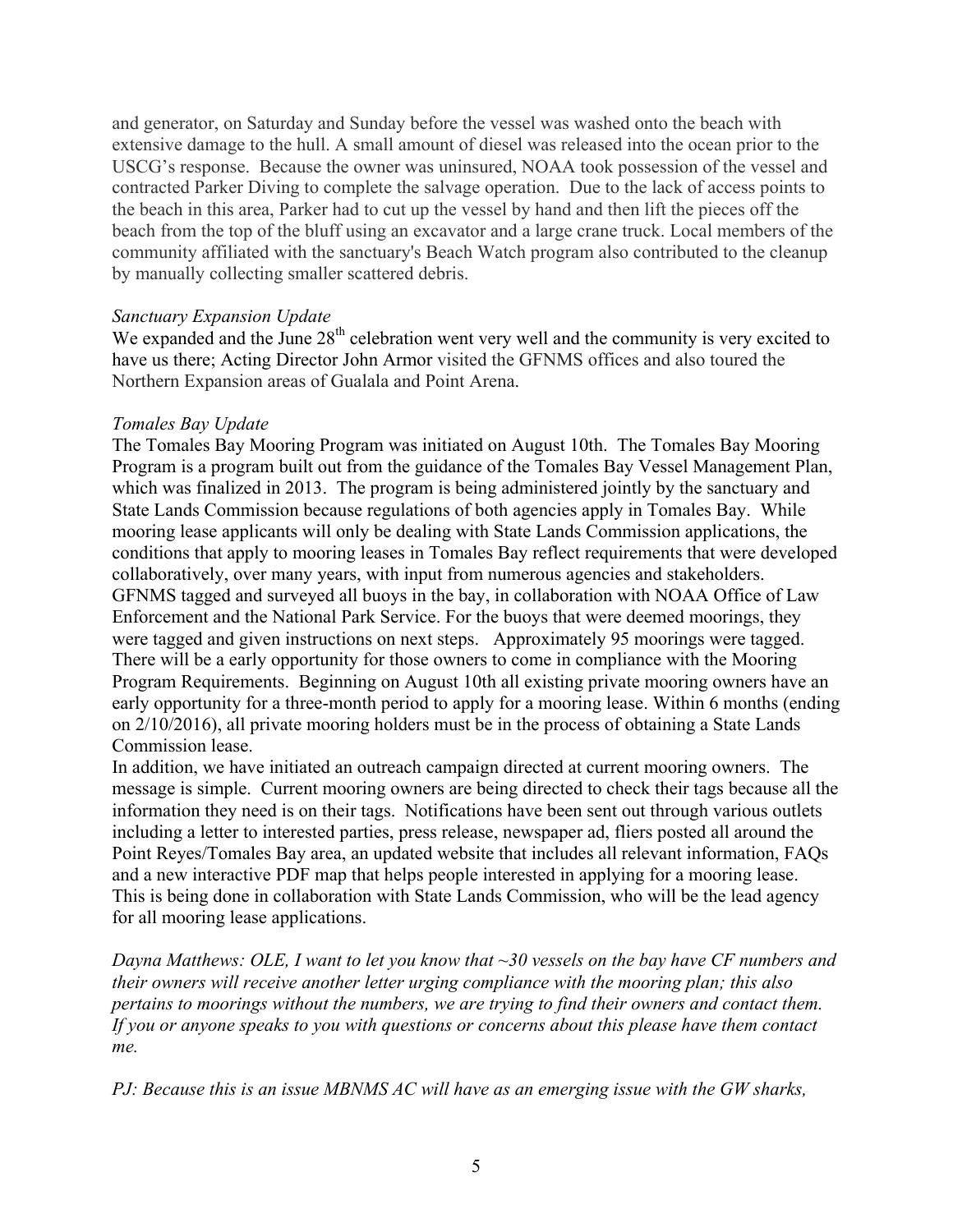and generator, on Saturday and Sunday before the vessel was washed onto the beach with extensive damage to the hull. A small amount of diesel was released into the ocean prior to the USCG's response. Because the owner was uninsured, NOAA took possession of the vessel and contracted Parker Diving to complete the salvage operation. Due to the lack of access points to the beach in this area, Parker had to cut up the vessel by hand and then lift the pieces off the beach from the top of the bluff using an excavator and a large crane truck. Local members of the community affiliated with the sanctuary's Beach Watch program also contributed to the cleanup by manually collecting smaller scattered debris.

*Sanctuary Expansion Update*

We expanded and the June 28th celebration went very well and the community is very excited to have us there; Acting Director John Armor visited the GFNMS offices and also toured the Northern Expansion areas of Gualala and Point Arena.

*Tomales Bay Update*

The Tomales Bay Mooring Program was initiated on August 10th. The Tomales Bay Mooring Program is a program built out from the guidance of the Tomales Bay Vessel Management Plan, which was finalized in 2013. The program is being administered jointly by the sanctuary and State Lands Commission because regulations of both agencies apply in Tomales Bay. While mooring lease applicants will only be dealing with State Lands Commission applications, the conditions that apply to mooring leases in Tomales Bay reflect requirements that were developed collaboratively, over many years, with input from numerous agencies and stakeholders. GFNMS tagged and surveyed all buoys in the bay, in collaboration with NOAA Office of Law Enforcement and the National Park Service. For the buoys that were deemed moorings, they were tagged and given instructions on next steps. Approximately 95 moorings were tagged. There will be a early opportunity for those owners to come in compliance with the Mooring Program Requirements. Beginning on August 10th all existing private mooring owners have an early opportunity for a three-month period to apply for a mooring lease. Within 6 months (ending on 2/10/2016), all private mooring holders must be in the process of obtaining a State Lands Commission lease.

In addition, we have initiated an outreach campaign directed at current mooring owners. The message is simple. Current mooring owners are being directed to check their tags because all the information they need is on their tags. Notifications have been sent out through various outlets including a letter to interested parties, press release, newspaper ad, fliers posted all around the Point Reyes/Tomales Bay area, an updated website that includes all relevant information, FAQs and a new interactive PDF map that helps people interested in applying for a mooring lease. This is being done in collaboration with State Lands Commission, who will be the lead agency for all mooring lease applications.

*Dayna Matthews: OLE, I want to let you know that ~30 vessels on the bay have CF numbers and their owners will receive another letter urging compliance with the mooring plan; this also pertains to moorings without the numbers, we are trying to find their owners and contact them. If you or anyone speaks to you with questions or concerns about this please have them contact me.*

*PJ: Because this is an issue MBNMS AC will have as an emerging issue with the GW sharks,*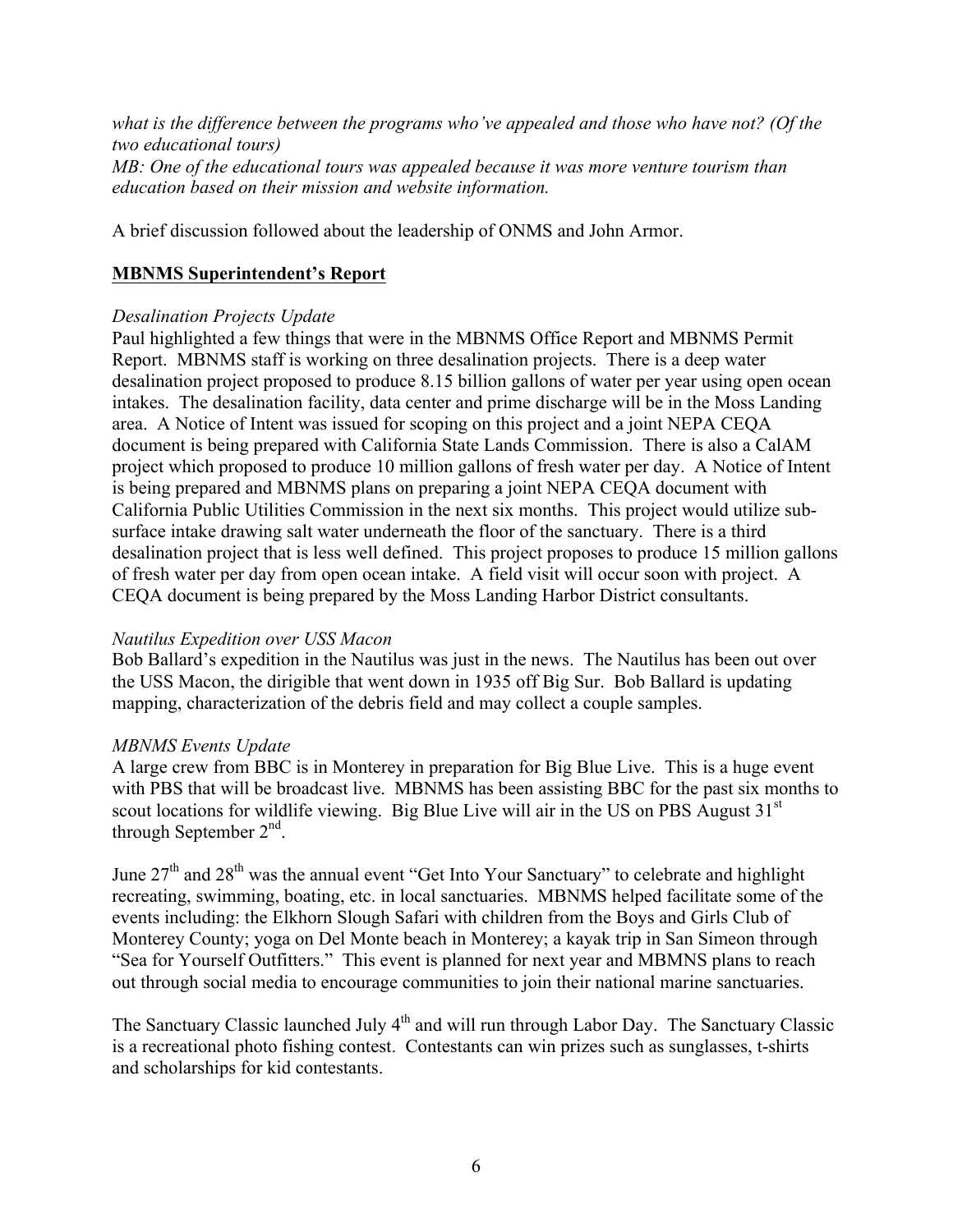*what is the difference between the programs who've appealed and those who have not? (Of the two educational tours)*
*MB: One of the educational tours was appealed because it was more venture tourism than education based on their mission and website information.*

A brief discussion followed about the leadership of ONMS and John Armor.

## MBNMS Superintendent's Report

*Desalination Projects Update*

Paul highlighted a few things that were in the MBNMS Office Report and MBNMS Permit Report. MBNMS staff is working on three desalination projects. There is a deep water desalination project proposed to produce 8.15 billion gallons of water per year using open ocean intakes. The desalination facility, data center and prime discharge will be in the Moss Landing area. A Notice of Intent was issued for scoping on this project and a joint NEPA CEQA document is being prepared with California State Lands Commission. There is also a CalAM project which proposed to produce 10 million gallons of fresh water per day. A Notice of Intent is being prepared and MBNMS plans on preparing a joint NEPA CEQA document with California Public Utilities Commission in the next six months. This project would utilize sub-surface intake drawing salt water underneath the floor of the sanctuary. There is a third desalination project that is less well defined. This project proposes to produce 15 million gallons of fresh water per day from open ocean intake. A field visit will occur soon with project. A CEQA document is being prepared by the Moss Landing Harbor District consultants.

*Nautilus Expedition over USS Macon*

Bob Ballard's expedition in the Nautilus was just in the news. The Nautilus has been out over the USS Macon, the dirigible that went down in 1935 off Big Sur. Bob Ballard is updating mapping, characterization of the debris field and may collect a couple samples.

*MBNMS Events Update*

A large crew from BBC is in Monterey in preparation for Big Blue Live. This is a huge event with PBS that will be broadcast live. MBNMS has been assisting BBC for the past six months to scout locations for wildlife viewing. Big Blue Live will air in the US on PBS August 31st through September 2nd.

June 27th and 28th was the annual event "Get Into Your Sanctuary" to celebrate and highlight recreating, swimming, boating, etc. in local sanctuaries. MBNMS helped facilitate some of the events including: the Elkhorn Slough Safari with children from the Boys and Girls Club of Monterey County; yoga on Del Monte beach in Monterey; a kayak trip in San Simeon through "Sea for Yourself Outfitters." This event is planned for next year and MBMNS plans to reach out through social media to encourage communities to join their national marine sanctuaries.

The Sanctuary Classic launched July 4th and will run through Labor Day. The Sanctuary Classic is a recreational photo fishing contest. Contestants can win prizes such as sunglasses, t-shirts and scholarships for kid contestants.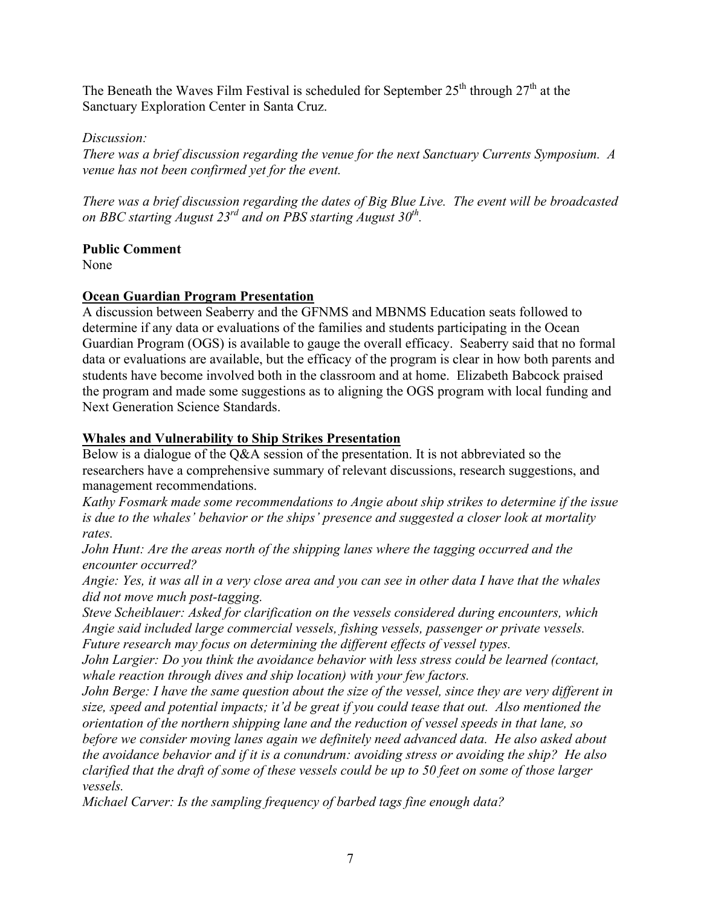The Beneath the Waves Film Festival is scheduled for September 25th through 27th at the Sanctuary Exploration Center in Santa Cruz.

*Discussion:*

*There was a brief discussion regarding the venue for the next Sanctuary Currents Symposium. A venue has not been confirmed yet for the event.*

*There was a brief discussion regarding the dates of Big Blue Live. The event will be broadcasted on BBC starting August 23rd and on PBS starting August 30th.*

**Public Comment**

None

**Ocean Guardian Program Presentation**

A discussion between Seaberry and the GFNMS and MBNMS Education seats followed to determine if any data or evaluations of the families and students participating in the Ocean Guardian Program (OGS) is available to gauge the overall efficacy. Seaberry said that no formal data or evaluations are available, but the efficacy of the program is clear in how both parents and students have become involved both in the classroom and at home. Elizabeth Babcock praised the program and made some suggestions as to aligning the OGS program with local funding and Next Generation Science Standards.

**Whales and Vulnerability to Ship Strikes Presentation**

Below is a dialogue of the Q&A session of the presentation. It is not abbreviated so the researchers have a comprehensive summary of relevant discussions, research suggestions, and management recommendations.

*Kathy Fosmark made some recommendations to Angie about ship strikes to determine if the issue is due to the whales' behavior or the ships' presence and suggested a closer look at mortality rates.*

*John Hunt: Are the areas north of the shipping lanes where the tagging occurred and the encounter occurred?*

*Angie: Yes, it was all in a very close area and you can see in other data I have that the whales did not move much post-tagging.*

*Steve Scheiblauer: Asked for clarification on the vessels considered during encounters, which Angie said included large commercial vessels, fishing vessels, passenger or private vessels. Future research may focus on determining the different effects of vessel types.*

*John Largier: Do you think the avoidance behavior with less stress could be learned (contact, whale reaction through dives and ship location) with your few factors.*

*John Berge: I have the same question about the size of the vessel, since they are very different in size, speed and potential impacts; it'd be great if you could tease that out. Also mentioned the orientation of the northern shipping lane and the reduction of vessel speeds in that lane, so before we consider moving lanes again we definitely need advanced data. He also asked about the avoidance behavior and if it is a conundrum: avoiding stress or avoiding the ship? He also clarified that the draft of some of these vessels could be up to 50 feet on some of those larger vessels.*

*Michael Carver: Is the sampling frequency of barbed tags fine enough data?*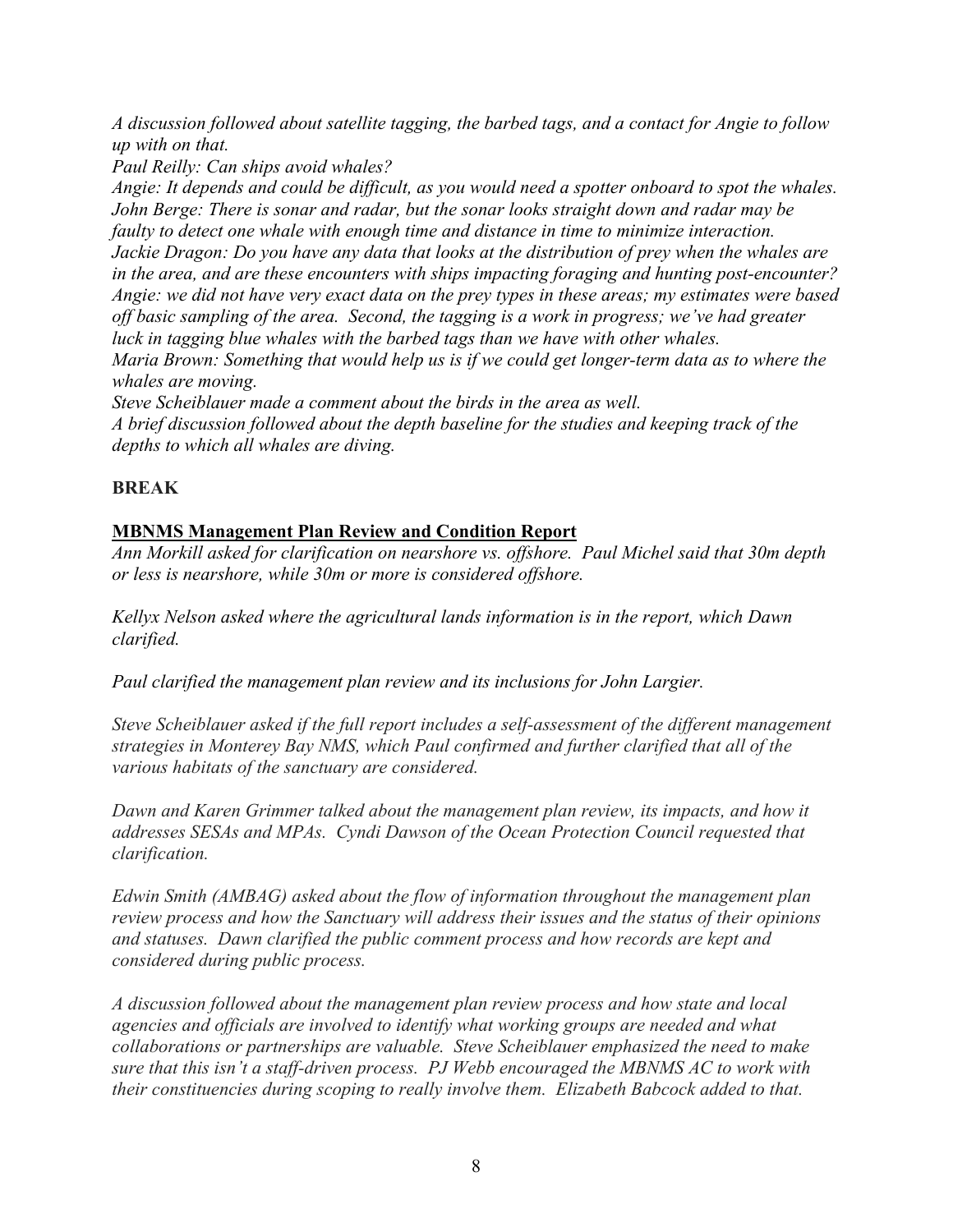*A discussion followed about satellite tagging, the barbed tags, and a contact for Angie to follow up with on that.*
*Paul Reilly: Can ships avoid whales?*
*Angie: It depends and could be difficult, as you would need a spotter onboard to spot the whales.*
*John Berge: There is sonar and radar, but the sonar looks straight down and radar may be faulty to detect one whale with enough time and distance in time to minimize interaction.*
*Jackie Dragon: Do you have any data that looks at the distribution of prey when the whales are in the area, and are these encounters with ships impacting foraging and hunting post-encounter?*
*Angie: we did not have very exact data on the prey types in these areas; my estimates were based off basic sampling of the area. Second, the tagging is a work in progress; we've had greater luck in tagging blue whales with the barbed tags than we have with other whales.*
*Maria Brown: Something that would help us is if we could get longer-term data as to where the whales are moving.*
*Steve Scheiblauer made a comment about the birds in the area as well.*
*A brief discussion followed about the depth baseline for the studies and keeping track of the depths to which all whales are diving.*

**BREAK**

**MBNMS Management Plan Review and Condition Report**

*Ann Morkill asked for clarification on nearshore vs. offshore. Paul Michel said that 30m depth or less is nearshore, while 30m or more is considered offshore.*

*Kellyx Nelson asked where the agricultural lands information is in the report, which Dawn clarified.*

*Paul clarified the management plan review and its inclusions for John Largier.*

*Steve Scheiblauer asked if the full report includes a self-assessment of the different management strategies in Monterey Bay NMS, which Paul confirmed and further clarified that all of the various habitats of the sanctuary are considered.*

*Dawn and Karen Grimmer talked about the management plan review, its impacts, and how it addresses SESAs and MPAs. Cyndi Dawson of the Ocean Protection Council requested that clarification.*

*Edwin Smith (AMBAG) asked about the flow of information throughout the management plan review process and how the Sanctuary will address their issues and the status of their opinions and statuses. Dawn clarified the public comment process and how records are kept and considered during public process.*

*A discussion followed about the management plan review process and how state and local agencies and officials are involved to identify what working groups are needed and what collaborations or partnerships are valuable. Steve Scheiblauer emphasized the need to make sure that this isn't a staff-driven process. PJ Webb encouraged the MBNMS AC to work with their constituencies during scoping to really involve them. Elizabeth Babcock added to that.*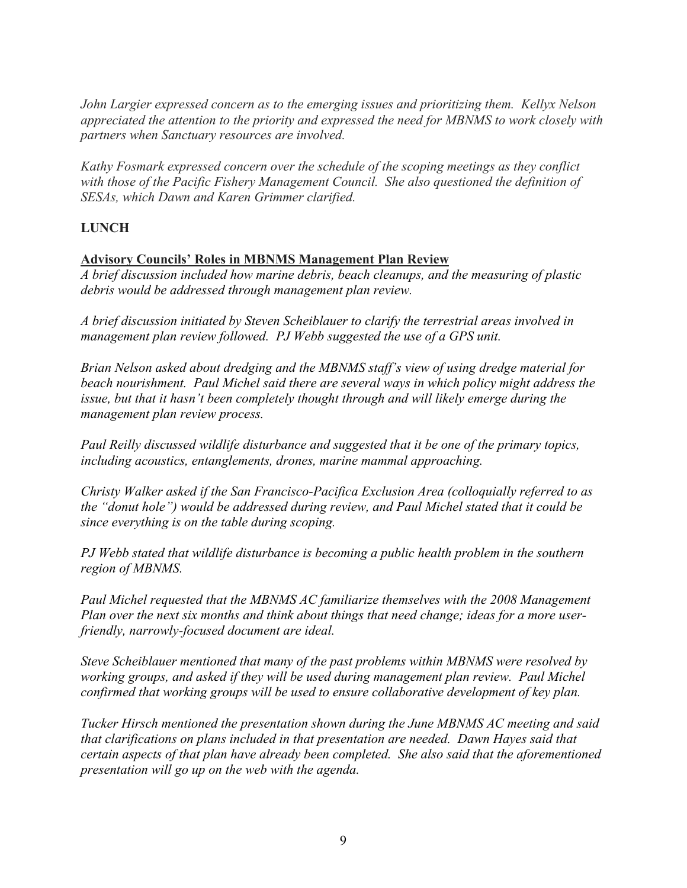*John Largier expressed concern as to the emerging issues and prioritizing them. Kellyx Nelson appreciated the attention to the priority and expressed the need for MBNMS to work closely with partners when Sanctuary resources are involved.*

*Kathy Fosmark expressed concern over the schedule of the scoping meetings as they conflict with those of the Pacific Fishery Management Council. She also questioned the definition of SESAs, which Dawn and Karen Grimmer clarified.*

**LUNCH**

**Advisory Councils' Roles in MBNMS Management Plan Review**

*A brief discussion included how marine debris, beach cleanups, and the measuring of plastic debris would be addressed through management plan review.*

*A brief discussion initiated by Steven Scheiblauer to clarify the terrestrial areas involved in management plan review followed. PJ Webb suggested the use of a GPS unit.*

*Brian Nelson asked about dredging and the MBNMS staff's view of using dredge material for beach nourishment. Paul Michel said there are several ways in which policy might address the issue, but that it hasn't been completely thought through and will likely emerge during the management plan review process.*

*Paul Reilly discussed wildlife disturbance and suggested that it be one of the primary topics, including acoustics, entanglements, drones, marine mammal approaching.*

*Christy Walker asked if the San Francisco-Pacifica Exclusion Area (colloquially referred to as the "donut hole") would be addressed during review, and Paul Michel stated that it could be since everything is on the table during scoping.*

*PJ Webb stated that wildlife disturbance is becoming a public health problem in the southern region of MBNMS.*

*Paul Michel requested that the MBNMS AC familiarize themselves with the 2008 Management Plan over the next six months and think about things that need change; ideas for a more user-friendly, narrowly-focused document are ideal.*

*Steve Scheiblauer mentioned that many of the past problems within MBNMS were resolved by working groups, and asked if they will be used during management plan review. Paul Michel confirmed that working groups will be used to ensure collaborative development of key plan.*

*Tucker Hirsch mentioned the presentation shown during the June MBNMS AC meeting and said that clarifications on plans included in that presentation are needed. Dawn Hayes said that certain aspects of that plan have already been completed. She also said that the aforementioned presentation will go up on the web with the agenda.*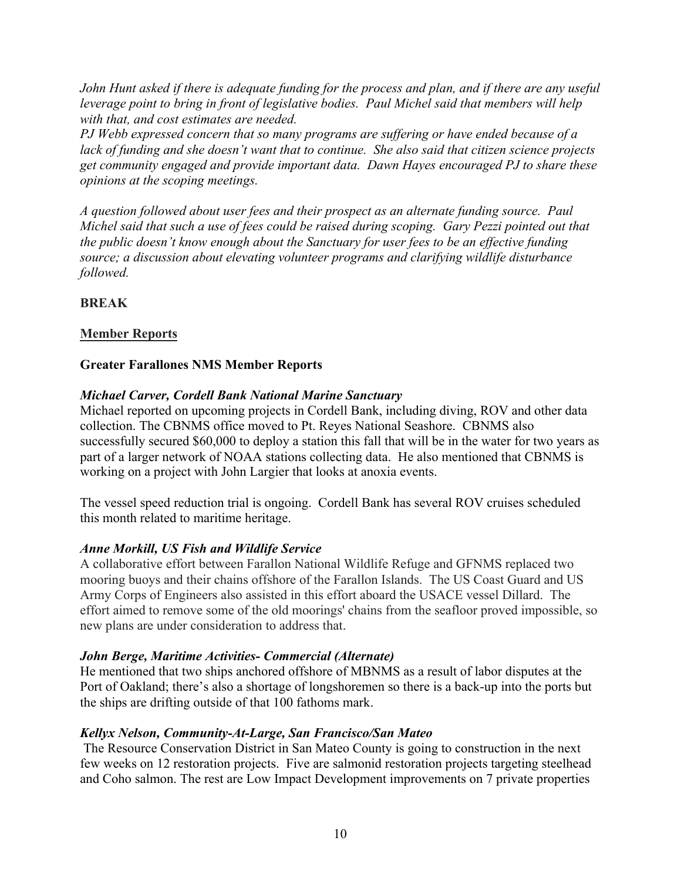*John Hunt asked if there is adequate funding for the process and plan, and if there are any useful leverage point to bring in front of legislative bodies. Paul Michel said that members will help with that, and cost estimates are needed.*
*PJ Webb expressed concern that so many programs are suffering or have ended because of a lack of funding and she doesn't want that to continue. She also said that citizen science projects get community engaged and provide important data. Dawn Hayes encouraged PJ to share these opinions at the scoping meetings.*

*A question followed about user fees and their prospect as an alternate funding source. Paul Michel said that such a use of fees could be raised during scoping. Gary Pezzi pointed out that the public doesn't know enough about the Sanctuary for user fees to be an effective funding source; a discussion about elevating volunteer programs and clarifying wildlife disturbance followed.*

**BREAK**

**Member Reports**

**Greater Farallones NMS Member Reports**

***Michael Carver, Cordell Bank National Marine Sanctuary***
Michael reported on upcoming projects in Cordell Bank, including diving, ROV and other data collection. The CBNMS office moved to Pt. Reyes National Seashore. CBNMS also successfully secured $60,000 to deploy a station this fall that will be in the water for two years as part of a larger network of NOAA stations collecting data. He also mentioned that CBNMS is working on a project with John Largier that looks at anoxia events.

The vessel speed reduction trial is ongoing. Cordell Bank has several ROV cruises scheduled this month related to maritime heritage.

***Anne Morkill, US Fish and Wildlife Service***
A collaborative effort between Farallon National Wildlife Refuge and GFNMS replaced two mooring buoys and their chains offshore of the Farallon Islands. The US Coast Guard and US Army Corps of Engineers also assisted in this effort aboard the USACE vessel Dillard. The effort aimed to remove some of the old moorings' chains from the seafloor proved impossible, so new plans are under consideration to address that.

***John Berge, Maritime Activities- Commercial (Alternate)***
He mentioned that two ships anchored offshore of MBNMS as a result of labor disputes at the Port of Oakland; there's also a shortage of longshoremen so there is a back-up into the ports but the ships are drifting outside of that 100 fathoms mark.

***Kellyx Nelson, Community-At-Large, San Francisco/San Mateo***
The Resource Conservation District in San Mateo County is going to construction in the next few weeks on 12 restoration projects. Five are salmonid restoration projects targeting steelhead and Coho salmon. The rest are Low Impact Development improvements on 7 private properties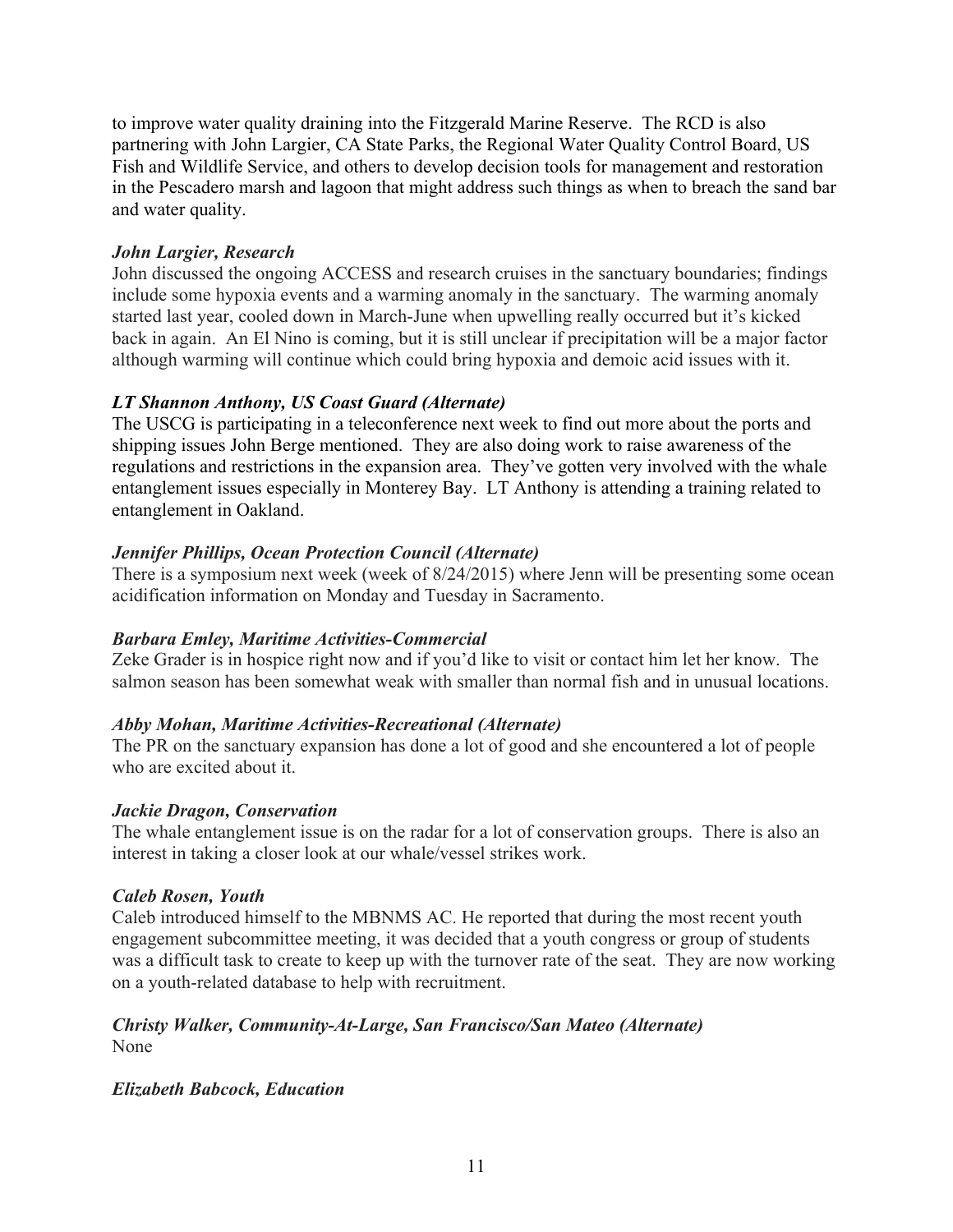to improve water quality draining into the Fitzgerald Marine Reserve. The RCD is also partnering with John Largier, CA State Parks, the Regional Water Quality Control Board, US Fish and Wildlife Service, and others to develop decision tools for management and restoration in the Pescadero marsh and lagoon that might address such things as when to breach the sand bar and water quality.

***John Largier, Research***
John discussed the ongoing ACCESS and research cruises in the sanctuary boundaries; findings include some hypoxia events and a warming anomaly in the sanctuary. The warming anomaly started last year, cooled down in March-June when upwelling really occurred but it's kicked back in again. An El Nino is coming, but it is still unclear if precipitation will be a major factor although warming will continue which could bring hypoxia and demoic acid issues with it.

***LT Shannon Anthony, US Coast Guard (Alternate)***
The USCG is participating in a teleconference next week to find out more about the ports and shipping issues John Berge mentioned. They are also doing work to raise awareness of the regulations and restrictions in the expansion area. They've gotten very involved with the whale entanglement issues especially in Monterey Bay. LT Anthony is attending a training related to entanglement in Oakland.

***Jennifer Phillips, Ocean Protection Council (Alternate)***
There is a symposium next week (week of 8/24/2015) where Jenn will be presenting some ocean acidification information on Monday and Tuesday in Sacramento.

***Barbara Emley, Maritime Activities-Commercial***
Zeke Grader is in hospice right now and if you'd like to visit or contact him let her know. The salmon season has been somewhat weak with smaller than normal fish and in unusual locations.

***Abby Mohan, Maritime Activities-Recreational (Alternate)***
The PR on the sanctuary expansion has done a lot of good and she encountered a lot of people who are excited about it.

***Jackie Dragon, Conservation***
The whale entanglement issue is on the radar for a lot of conservation groups. There is also an interest in taking a closer look at our whale/vessel strikes work.

***Caleb Rosen, Youth***
Caleb introduced himself to the MBNMS AC. He reported that during the most recent youth engagement subcommittee meeting, it was decided that a youth congress or group of students was a difficult task to create to keep up with the turnover rate of the seat. They are now working on a youth-related database to help with recruitment.

***Christy Walker, Community-At-Large, San Francisco/San Mateo (Alternate)***
None

***Elizabeth Babcock, Education***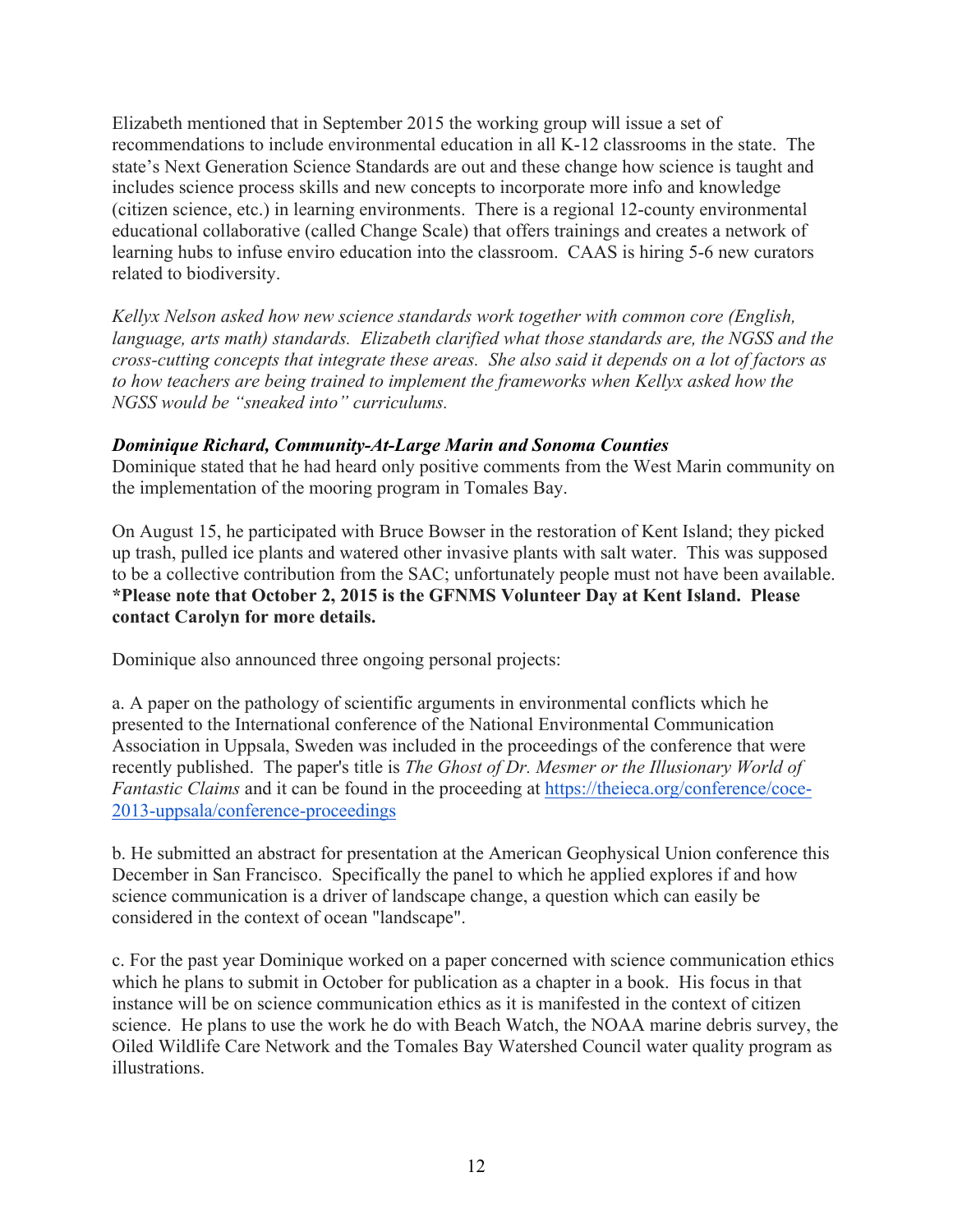Elizabeth mentioned that in September 2015 the working group will issue a set of recommendations to include environmental education in all K-12 classrooms in the state. The state's Next Generation Science Standards are out and these change how science is taught and includes science process skills and new concepts to incorporate more info and knowledge (citizen science, etc.) in learning environments. There is a regional 12-county environmental educational collaborative (called Change Scale) that offers trainings and creates a network of learning hubs to infuse enviro education into the classroom. CAAS is hiring 5-6 new curators related to biodiversity.

*Kellyx Nelson asked how new science standards work together with common core (English, language, arts math) standards. Elizabeth clarified what those standards are, the NGSS and the cross-cutting concepts that integrate these areas. She also said it depends on a lot of factors as to how teachers are being trained to implement the frameworks when Kellyx asked how the NGSS would be "sneaked into" curriculums.*

***Dominique Richard, Community-At-Large Marin and Sonoma Counties***

Dominique stated that he had heard only positive comments from the West Marin community on the implementation of the mooring program in Tomales Bay.

On August 15, he participated with Bruce Bowser in the restoration of Kent Island; they picked up trash, pulled ice plants and watered other invasive plants with salt water. This was supposed to be a collective contribution from the SAC; unfortunately people must not have been available. **\*Please note that October 2, 2015 is the GFNMS Volunteer Day at Kent Island. Please contact Carolyn for more details.**

Dominique also announced three ongoing personal projects:

a. A paper on the pathology of scientific arguments in environmental conflicts which he presented to the International conference of the National Environmental Communication Association in Uppsala, Sweden was included in the proceedings of the conference that were recently published. The paper's title is *The Ghost of Dr. Mesmer or the Illusionary World of Fantastic Claims* and it can be found in the proceeding at https://theieca.org/conference/coce-2013-uppsala/conference-proceedings

b. He submitted an abstract for presentation at the American Geophysical Union conference this December in San Francisco. Specifically the panel to which he applied explores if and how science communication is a driver of landscape change, a question which can easily be considered in the context of ocean "landscape".

c. For the past year Dominique worked on a paper concerned with science communication ethics which he plans to submit in October for publication as a chapter in a book. His focus in that instance will be on science communication ethics as it is manifested in the context of citizen science. He plans to use the work he do with Beach Watch, the NOAA marine debris survey, the Oiled Wildlife Care Network and the Tomales Bay Watershed Council water quality program as illustrations.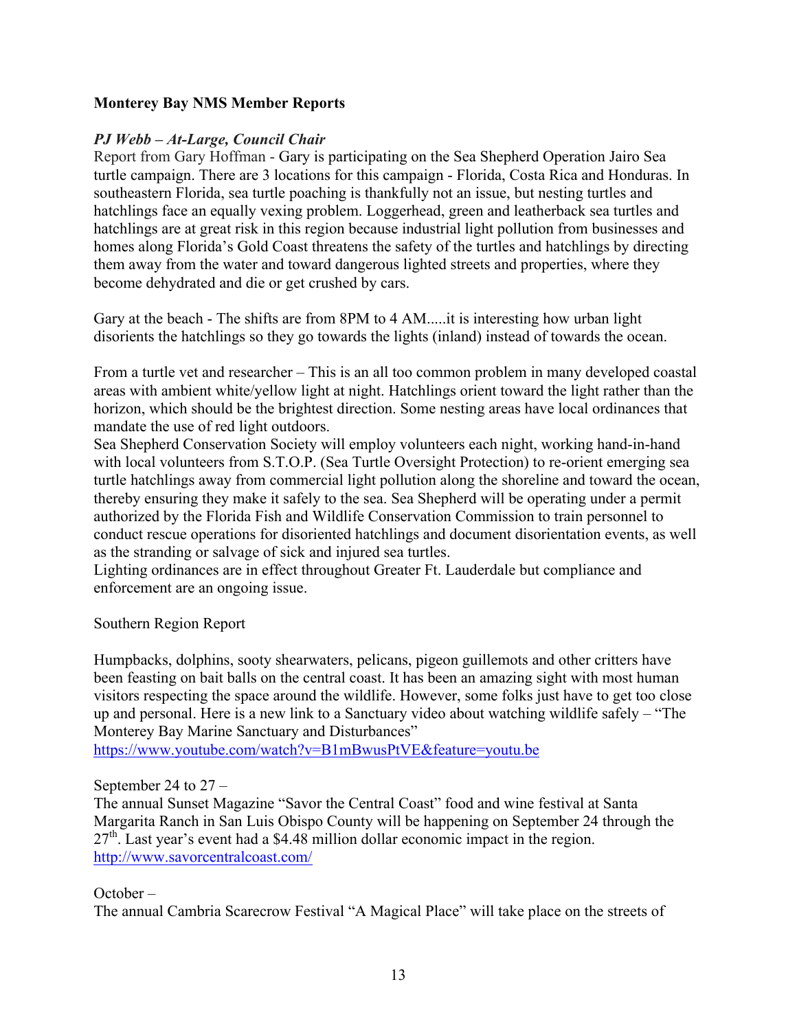**Monterey Bay NMS Member Reports**

***PJ Webb – At-Large, Council Chair***

Report from Gary Hoffman - Gary is participating on the Sea Shepherd Operation Jairo Sea turtle campaign. There are 3 locations for this campaign - Florida, Costa Rica and Honduras. In southeastern Florida, sea turtle poaching is thankfully not an issue, but nesting turtles and hatchlings face an equally vexing problem. Loggerhead, green and leatherback sea turtles and hatchlings are at great risk in this region because industrial light pollution from businesses and homes along Florida's Gold Coast threatens the safety of the turtles and hatchlings by directing them away from the water and toward dangerous lighted streets and properties, where they become dehydrated and die or get crushed by cars.

Gary at the beach - The shifts are from 8PM to 4 AM.....it is interesting how urban light disorients the hatchlings so they go towards the lights (inland) instead of towards the ocean.

From a turtle vet and researcher – This is an all too common problem in many developed coastal areas with ambient white/yellow light at night. Hatchlings orient toward the light rather than the horizon, which should be the brightest direction. Some nesting areas have local ordinances that mandate the use of red light outdoors.

Sea Shepherd Conservation Society will employ volunteers each night, working hand-in-hand with local volunteers from S.T.O.P. (Sea Turtle Oversight Protection) to re-orient emerging sea turtle hatchlings away from commercial light pollution along the shoreline and toward the ocean, thereby ensuring they make it safely to the sea. Sea Shepherd will be operating under a permit authorized by the Florida Fish and Wildlife Conservation Commission to train personnel to conduct rescue operations for disoriented hatchlings and document disorientation events, as well as the stranding or salvage of sick and injured sea turtles.

Lighting ordinances are in effect throughout Greater Ft. Lauderdale but compliance and enforcement are an ongoing issue.

Southern Region Report

Humpbacks, dolphins, sooty shearwaters, pelicans, pigeon guillemots and other critters have been feasting on bait balls on the central coast. It has been an amazing sight with most human visitors respecting the space around the wildlife. However, some folks just have to get too close up and personal. Here is a new link to a Sanctuary video about watching wildlife safely – "The Monterey Bay Marine Sanctuary and Disturbances"
https://www.youtube.com/watch?v=B1mBwusPtVE&feature=youtu.be

September 24 to 27 –
The annual Sunset Magazine "Savor the Central Coast" food and wine festival at Santa Margarita Ranch in San Luis Obispo County will be happening on September 24 through the 27th. Last year's event had a $4.48 million dollar economic impact in the region.
http://www.savorcentralcoast.com/

October –
The annual Cambria Scarecrow Festival "A Magical Place" will take place on the streets of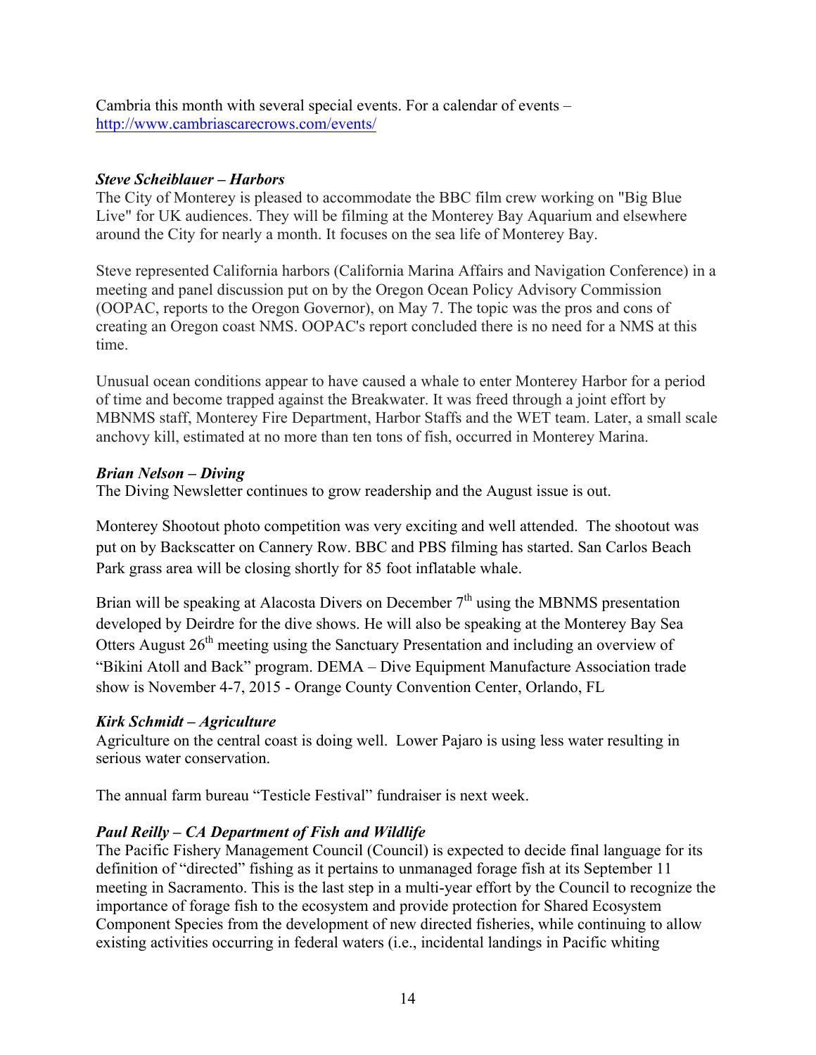Cambria this month with several special events. For a calendar of events – [http://www.cambriascarecrows.com/events/](http://www.cambriascarecrows.com/events/)

***Steve Scheiblauer – Harbors***

The City of Monterey is pleased to accommodate the BBC film crew working on "Big Blue Live" for UK audiences. They will be filming at the Monterey Bay Aquarium and elsewhere around the City for nearly a month. It focuses on the sea life of Monterey Bay.

Steve represented California harbors (California Marina Affairs and Navigation Conference) in a meeting and panel discussion put on by the Oregon Ocean Policy Advisory Commission (OOPAC, reports to the Oregon Governor), on May 7. The topic was the pros and cons of creating an Oregon coast NMS. OOPAC's report concluded there is no need for a NMS at this time.

Unusual ocean conditions appear to have caused a whale to enter Monterey Harbor for a period of time and become trapped against the Breakwater. It was freed through a joint effort by MBNMS staff, Monterey Fire Department, Harbor Staffs and the WET team. Later, a small scale anchovy kill, estimated at no more than ten tons of fish, occurred in Monterey Marina.

***Brian Nelson – Diving***

The Diving Newsletter continues to grow readership and the August issue is out.

Monterey Shootout photo competition was very exciting and well attended. The shootout was put on by Backscatter on Cannery Row. BBC and PBS filming has started. San Carlos Beach Park grass area will be closing shortly for 85 foot inflatable whale.

Brian will be speaking at Alacosta Divers on December 7th using the MBNMS presentation developed by Deirdre for the dive shows. He will also be speaking at the Monterey Bay Sea Otters August 26th meeting using the Sanctuary Presentation and including an overview of "Bikini Atoll and Back" program. DEMA – Dive Equipment Manufacture Association trade show is November 4-7, 2015 - Orange County Convention Center, Orlando, FL

***Kirk Schmidt – Agriculture***

Agriculture on the central coast is doing well. Lower Pajaro is using less water resulting in serious water conservation.

The annual farm bureau "Testicle Festival" fundraiser is next week.

***Paul Reilly – CA Department of Fish and Wildlife***

The Pacific Fishery Management Council (Council) is expected to decide final language for its definition of "directed" fishing as it pertains to unmanaged forage fish at its September 11 meeting in Sacramento. This is the last step in a multi-year effort by the Council to recognize the importance of forage fish to the ecosystem and provide protection for Shared Ecosystem Component Species from the development of new directed fisheries, while continuing to allow existing activities occurring in federal waters (i.e., incidental landings in Pacific whiting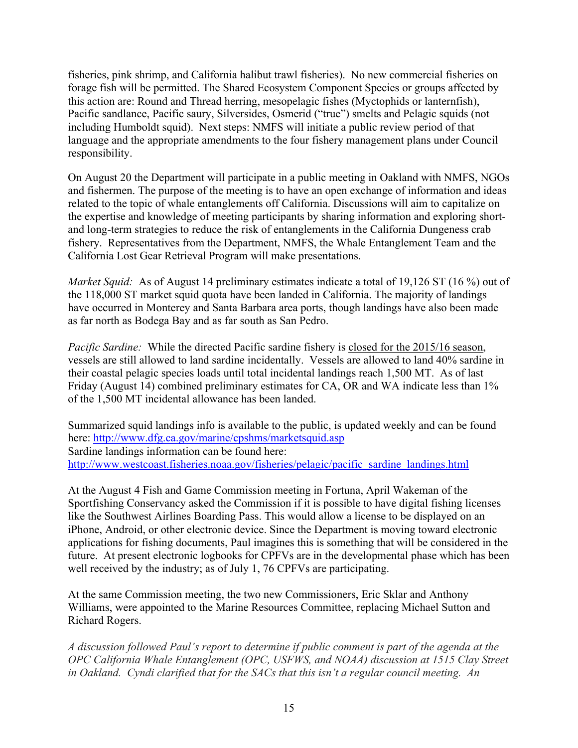fisheries, pink shrimp, and California halibut trawl fisheries). No new commercial fisheries on forage fish will be permitted. The Shared Ecosystem Component Species or groups affected by this action are: Round and Thread herring, mesopelagic fishes (Myctophids or lanternfish), Pacific sandlance, Pacific saury, Silversides, Osmerid ("true") smelts and Pelagic squids (not including Humboldt squid). Next steps: NMFS will initiate a public review period of that language and the appropriate amendments to the four fishery management plans under Council responsibility.

On August 20 the Department will participate in a public meeting in Oakland with NMFS, NGOs and fishermen. The purpose of the meeting is to have an open exchange of information and ideas related to the topic of whale entanglements off California. Discussions will aim to capitalize on the expertise and knowledge of meeting participants by sharing information and exploring short- and long-term strategies to reduce the risk of entanglements in the California Dungeness crab fishery. Representatives from the Department, NMFS, the Whale Entanglement Team and the California Lost Gear Retrieval Program will make presentations.

*Market Squid:* As of August 14 preliminary estimates indicate a total of 19,126 ST (16 %) out of the 118,000 ST market squid quota have been landed in California. The majority of landings have occurred in Monterey and Santa Barbara area ports, though landings have also been made as far north as Bodega Bay and as far south as San Pedro.

*Pacific Sardine:* While the directed Pacific sardine fishery is closed for the 2015/16 season, vessels are still allowed to land sardine incidentally. Vessels are allowed to land 40% sardine in their coastal pelagic species loads until total incidental landings reach 1,500 MT. As of last Friday (August 14) combined preliminary estimates for CA, OR and WA indicate less than 1% of the 1,500 MT incidental allowance has been landed.

Summarized squid landings info is available to the public, is updated weekly and can be found here: http://www.dfg.ca.gov/marine/cpshms/marketsquid.asp
Sardine landings information can be found here:
http://www.westcoast.fisheries.noaa.gov/fisheries/pelagic/pacific_sardine_landings.html

At the August 4 Fish and Game Commission meeting in Fortuna, April Wakeman of the Sportfishing Conservancy asked the Commission if it is possible to have digital fishing licenses like the Southwest Airlines Boarding Pass. This would allow a license to be displayed on an iPhone, Android, or other electronic device. Since the Department is moving toward electronic applications for fishing documents, Paul imagines this is something that will be considered in the future. At present electronic logbooks for CPFVs are in the developmental phase which has been well received by the industry; as of July 1, 76 CPFVs are participating.

At the same Commission meeting, the two new Commissioners, Eric Sklar and Anthony Williams, were appointed to the Marine Resources Committee, replacing Michael Sutton and Richard Rogers.

*A discussion followed Paul's report to determine if public comment is part of the agenda at the OPC California Whale Entanglement (OPC, USFWS, and NOAA) discussion at 1515 Clay Street in Oakland. Cyndi clarified that for the SACs that this isn't a regular council meeting. An*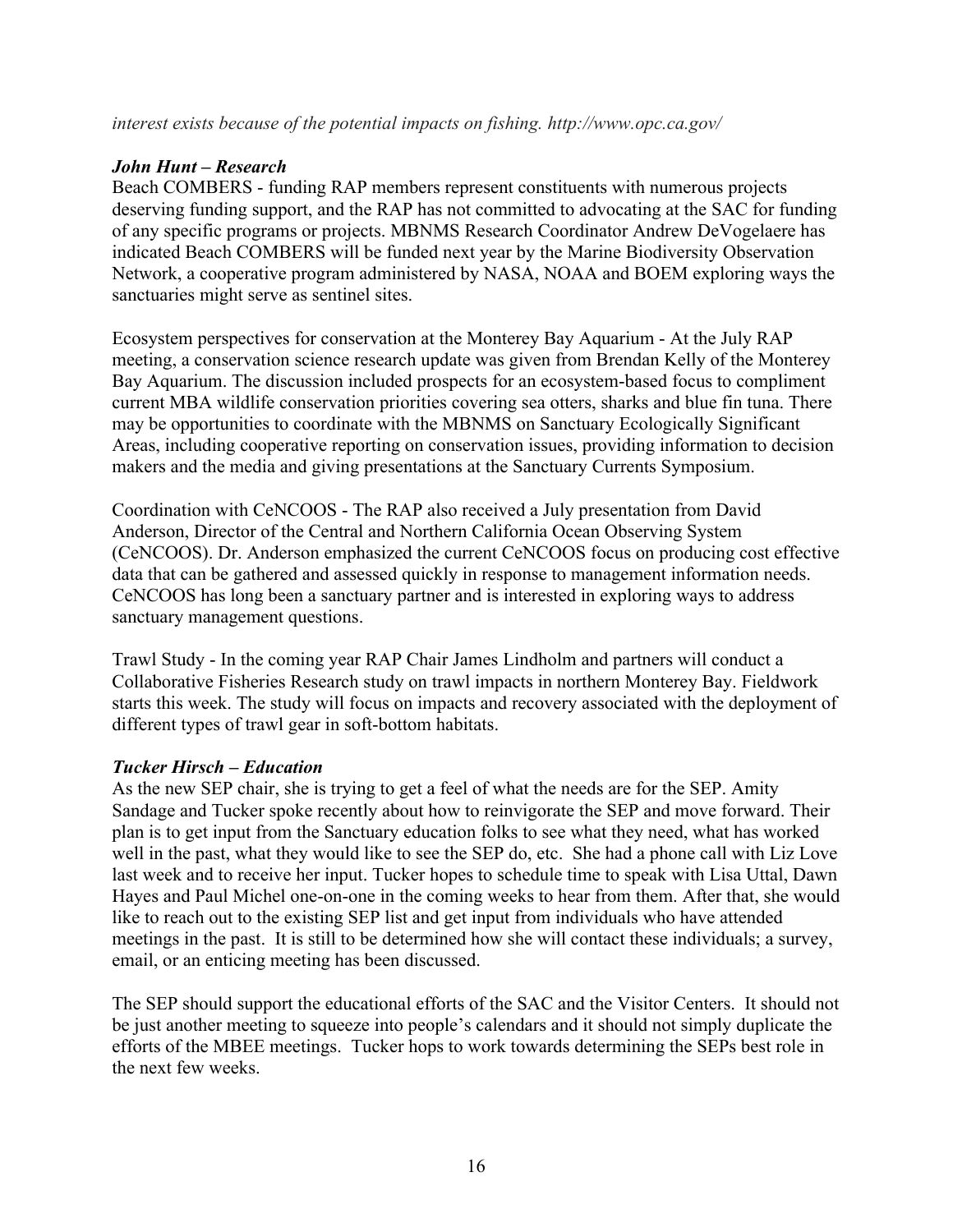*interest exists because of the potential impacts on fishing. http://www.opc.ca.gov/*

***John Hunt – Research***

Beach COMBERS - funding RAP members represent constituents with numerous projects deserving funding support, and the RAP has not committed to advocating at the SAC for funding of any specific programs or projects. MBNMS Research Coordinator Andrew DeVogelaere has indicated Beach COMBERS will be funded next year by the Marine Biodiversity Observation Network, a cooperative program administered by NASA, NOAA and BOEM exploring ways the sanctuaries might serve as sentinel sites.

Ecosystem perspectives for conservation at the Monterey Bay Aquarium - At the July RAP meeting, a conservation science research update was given from Brendan Kelly of the Monterey Bay Aquarium. The discussion included prospects for an ecosystem-based focus to compliment current MBA wildlife conservation priorities covering sea otters, sharks and blue fin tuna. There may be opportunities to coordinate with the MBNMS on Sanctuary Ecologically Significant Areas, including cooperative reporting on conservation issues, providing information to decision makers and the media and giving presentations at the Sanctuary Currents Symposium.

Coordination with CeNCOOS - The RAP also received a July presentation from David Anderson, Director of the Central and Northern California Ocean Observing System (CeNCOOS). Dr. Anderson emphasized the current CeNCOOS focus on producing cost effective data that can be gathered and assessed quickly in response to management information needs. CeNCOOS has long been a sanctuary partner and is interested in exploring ways to address sanctuary management questions.

Trawl Study - In the coming year RAP Chair James Lindholm and partners will conduct a Collaborative Fisheries Research study on trawl impacts in northern Monterey Bay. Fieldwork starts this week. The study will focus on impacts and recovery associated with the deployment of different types of trawl gear in soft-bottom habitats.

***Tucker Hirsch – Education***

As the new SEP chair, she is trying to get a feel of what the needs are for the SEP. Amity Sandage and Tucker spoke recently about how to reinvigorate the SEP and move forward. Their plan is to get input from the Sanctuary education folks to see what they need, what has worked well in the past, what they would like to see the SEP do, etc. She had a phone call with Liz Love last week and to receive her input. Tucker hopes to schedule time to speak with Lisa Uttal, Dawn Hayes and Paul Michel one-on-one in the coming weeks to hear from them. After that, she would like to reach out to the existing SEP list and get input from individuals who have attended meetings in the past. It is still to be determined how she will contact these individuals; a survey, email, or an enticing meeting has been discussed.

The SEP should support the educational efforts of the SAC and the Visitor Centers. It should not be just another meeting to squeeze into people's calendars and it should not simply duplicate the efforts of the MBEE meetings. Tucker hops to work towards determining the SEPs best role in the next few weeks.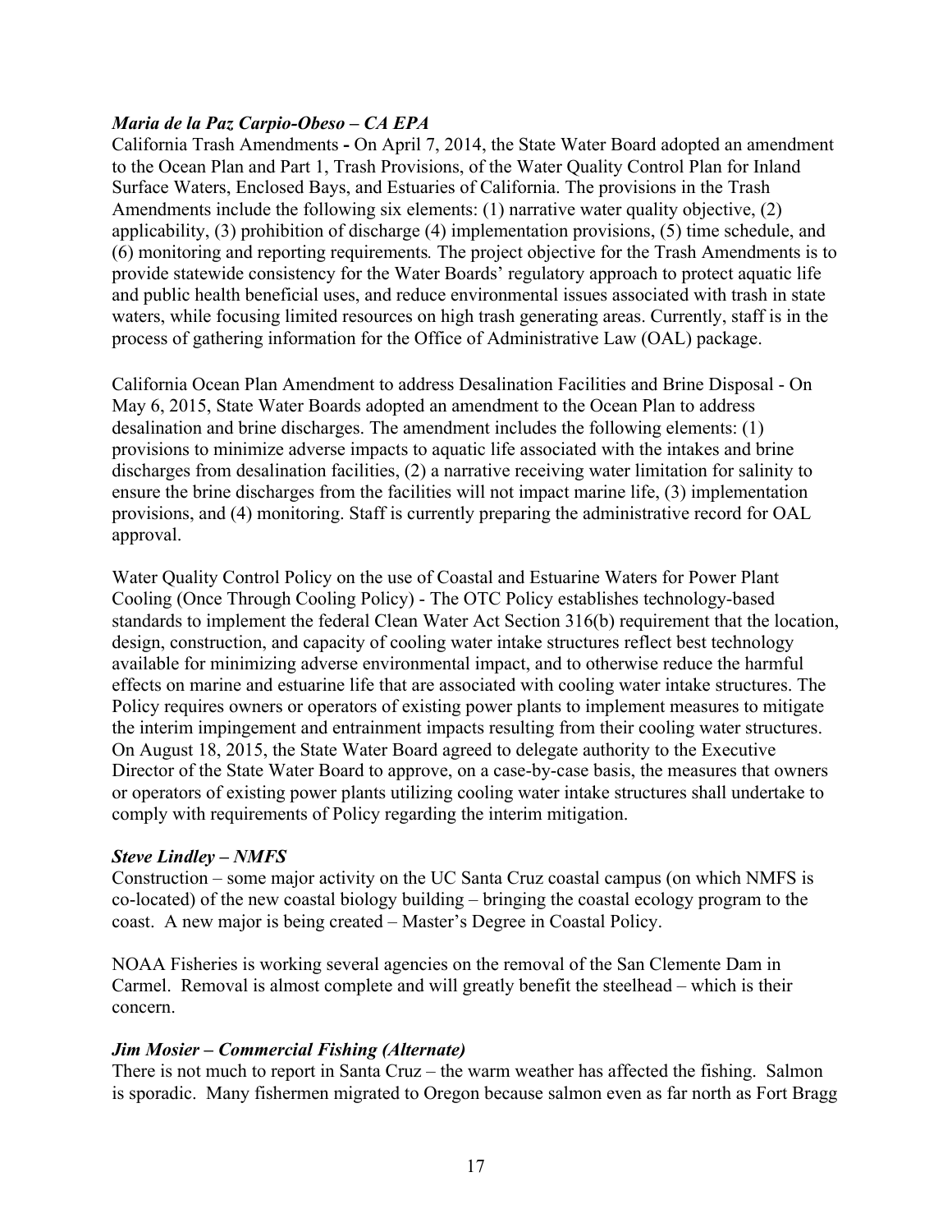***Maria de la Paz Carpio-Obeso – CA EPA***

California Trash Amendments **-** On April 7, 2014, the State Water Board adopted an amendment to the Ocean Plan and Part 1, Trash Provisions, of the Water Quality Control Plan for Inland Surface Waters, Enclosed Bays, and Estuaries of California. The provisions in the Trash Amendments include the following six elements: (1) narrative water quality objective, (2) applicability, (3) prohibition of discharge (4) implementation provisions, (5) time schedule, and (6) monitoring and reporting requirements*.* The project objective for the Trash Amendments is to provide statewide consistency for the Water Boards' regulatory approach to protect aquatic life and public health beneficial uses, and reduce environmental issues associated with trash in state waters, while focusing limited resources on high trash generating areas. Currently, staff is in the process of gathering information for the Office of Administrative Law (OAL) package.

California Ocean Plan Amendment to address Desalination Facilities and Brine Disposal - On May 6, 2015, State Water Boards adopted an amendment to the Ocean Plan to address desalination and brine discharges. The amendment includes the following elements: (1) provisions to minimize adverse impacts to aquatic life associated with the intakes and brine discharges from desalination facilities, (2) a narrative receiving water limitation for salinity to ensure the brine discharges from the facilities will not impact marine life, (3) implementation provisions, and (4) monitoring. Staff is currently preparing the administrative record for OAL approval.

Water Quality Control Policy on the use of Coastal and Estuarine Waters for Power Plant Cooling (Once Through Cooling Policy) - The OTC Policy establishes technology-based standards to implement the federal Clean Water Act Section 316(b) requirement that the location, design, construction, and capacity of cooling water intake structures reflect best technology available for minimizing adverse environmental impact, and to otherwise reduce the harmful effects on marine and estuarine life that are associated with cooling water intake structures. The Policy requires owners or operators of existing power plants to implement measures to mitigate the interim impingement and entrainment impacts resulting from their cooling water structures. On August 18, 2015, the State Water Board agreed to delegate authority to the Executive Director of the State Water Board to approve, on a case-by-case basis, the measures that owners or operators of existing power plants utilizing cooling water intake structures shall undertake to comply with requirements of Policy regarding the interim mitigation.

***Steve Lindley – NMFS***

Construction – some major activity on the UC Santa Cruz coastal campus (on which NMFS is co-located) of the new coastal biology building – bringing the coastal ecology program to the coast. A new major is being created – Master's Degree in Coastal Policy.

NOAA Fisheries is working several agencies on the removal of the San Clemente Dam in Carmel. Removal is almost complete and will greatly benefit the steelhead – which is their concern.

***Jim Mosier – Commercial Fishing (Alternate)***

There is not much to report in Santa Cruz – the warm weather has affected the fishing. Salmon is sporadic. Many fishermen migrated to Oregon because salmon even as far north as Fort Bragg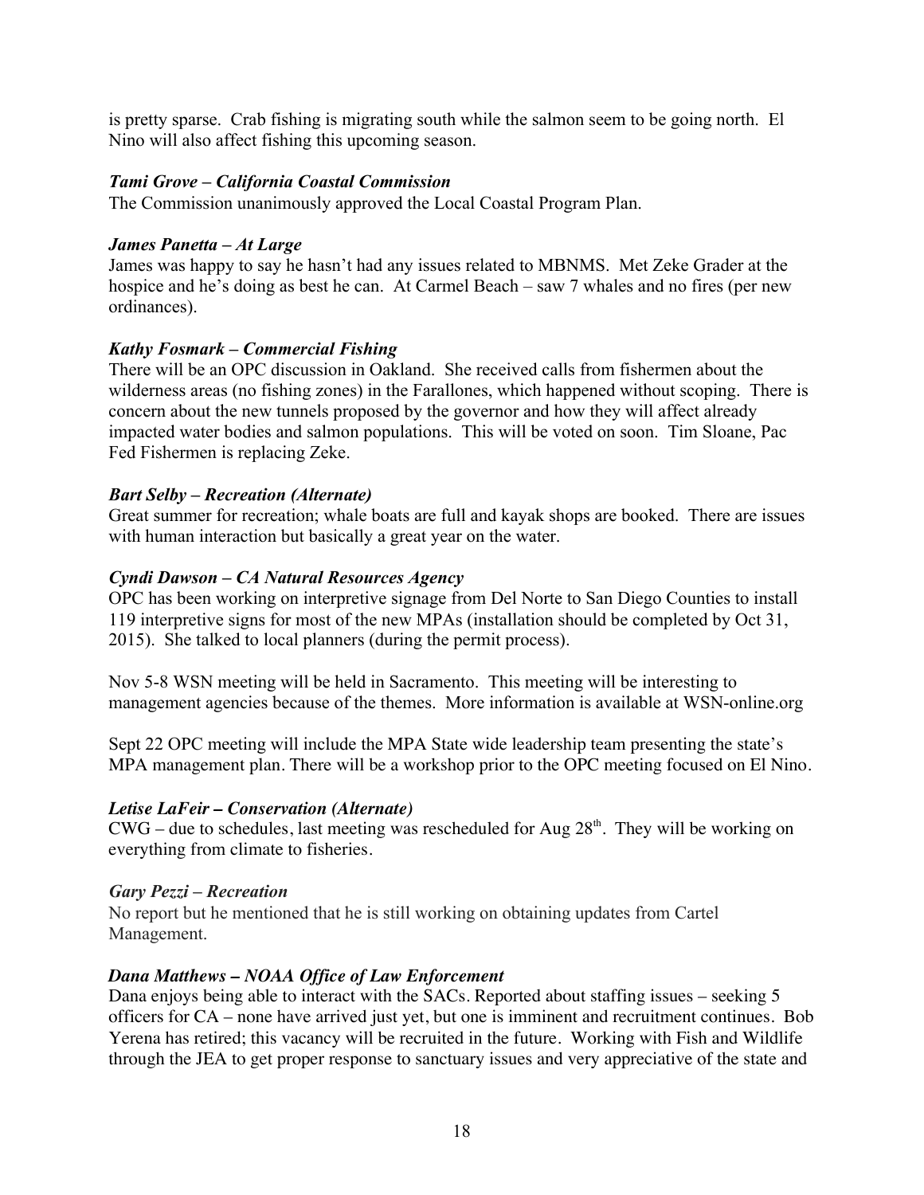is pretty sparse. Crab fishing is migrating south while the salmon seem to be going north. El Nino will also affect fishing this upcoming season.

***Tami Grove – California Coastal Commission***

The Commission unanimously approved the Local Coastal Program Plan.

***James Panetta – At Large***

James was happy to say he hasn't had any issues related to MBNMS. Met Zeke Grader at the hospice and he's doing as best he can. At Carmel Beach – saw 7 whales and no fires (per new ordinances).

***Kathy Fosmark – Commercial Fishing***

There will be an OPC discussion in Oakland. She received calls from fishermen about the wilderness areas (no fishing zones) in the Farallones, which happened without scoping. There is concern about the new tunnels proposed by the governor and how they will affect already impacted water bodies and salmon populations. This will be voted on soon. Tim Sloane, Pac Fed Fishermen is replacing Zeke.

***Bart Selby – Recreation (Alternate)***

Great summer for recreation; whale boats are full and kayak shops are booked. There are issues with human interaction but basically a great year on the water.

***Cyndi Dawson – CA Natural Resources Agency***

OPC has been working on interpretive signage from Del Norte to San Diego Counties to install 119 interpretive signs for most of the new MPAs (installation should be completed by Oct 31, 2015). She talked to local planners (during the permit process).

Nov 5-8 WSN meeting will be held in Sacramento. This meeting will be interesting to management agencies because of the themes. More information is available at WSN-online.org

Sept 22 OPC meeting will include the MPA State wide leadership team presenting the state's MPA management plan. There will be a workshop prior to the OPC meeting focused on El Nino.

***Letise LaFeir – Conservation (Alternate)***

CWG – due to schedules, last meeting was rescheduled for Aug 28th. They will be working on everything from climate to fisheries.

***Gary Pezzi – Recreation***

No report but he mentioned that he is still working on obtaining updates from Cartel Management.

***Dana Matthews – NOAA Office of Law Enforcement***

Dana enjoys being able to interact with the SACs. Reported about staffing issues – seeking 5 officers for CA – none have arrived just yet, but one is imminent and recruitment continues. Bob Yerena has retired; this vacancy will be recruited in the future. Working with Fish and Wildlife through the JEA to get proper response to sanctuary issues and very appreciative of the state and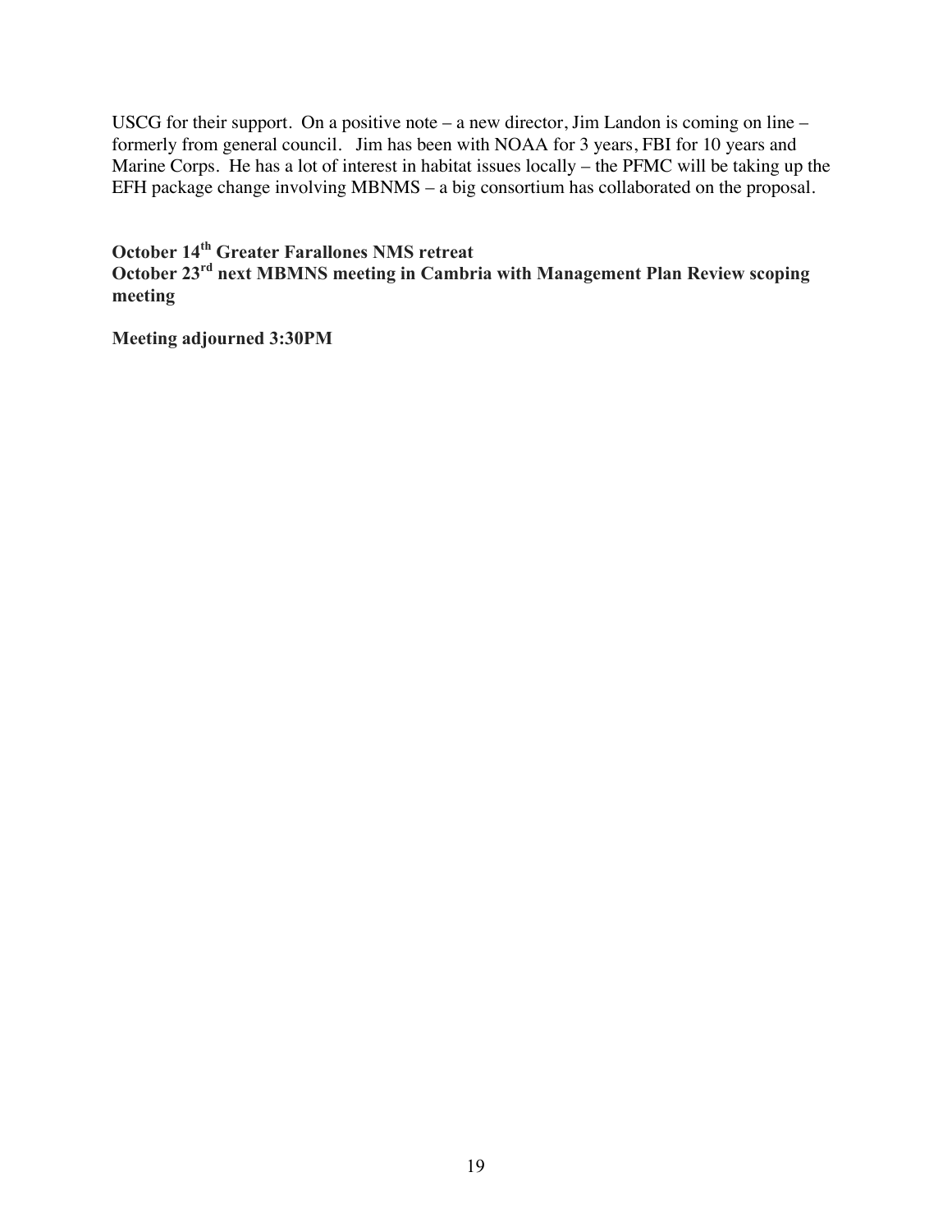USCG for their support. On a positive note – a new director, Jim Landon is coming on line – formerly from general council. Jim has been with NOAA for 3 years, FBI for 10 years and Marine Corps. He has a lot of interest in habitat issues locally – the PFMC will be taking up the EFH package change involving MBNMS – a big consortium has collaborated on the proposal.

**October 14th Greater Farallones NMS retreat**
**October 23rd next MBMNS meeting in Cambria with Management Plan Review scoping meeting**

**Meeting adjourned 3:30PM**